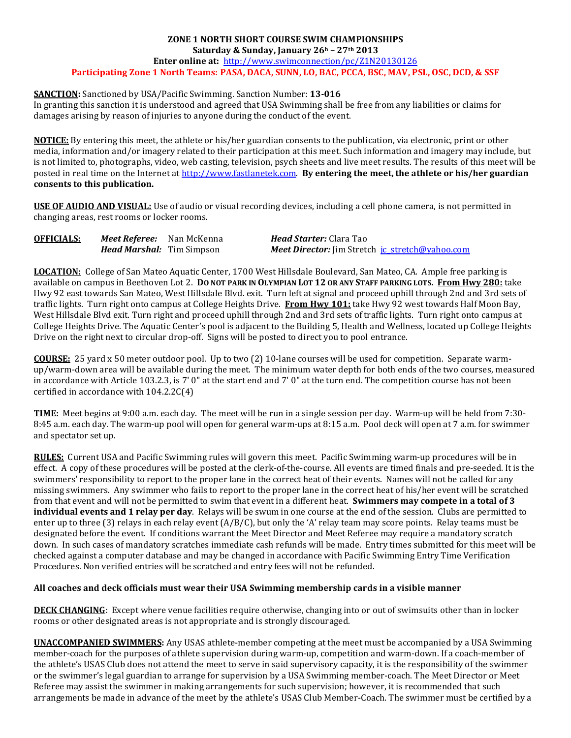# ZONE 1 NORTH SHORT COURSE SWIM CHAMPIONSHIPS

**Saturday & Sunday, January 26h – 27th 2013**

**Enter online at:** http://www.swimconnection/pc/Z1N20130126

**Participating Zone 1 North Teams: PASA, DACA, SUNN, LO, BAC, PCCA, BSC, MAV, PSL, OSC, DCD, & SSF**

**SANCTION:** Sanctioned by USA/Pacific Swimming. Sanction Number: **13-016**
In granting this sanction it is understood and agreed that USA Swimming shall be free from any liabilities or claims for damages arising by reason of injuries to anyone during the conduct of the event.

**NOTICE:** By entering this meet, the athlete or his/her guardian consents to the publication, via electronic, print or other media, information and/or imagery related to their participation at this meet. Such information and imagery may include, but is not limited to, photographs, video, web casting, television, psych sheets and live meet results. The results of this meet will be posted in real time on the Internet at http://www.fastlanetek.com. **By entering the meet, the athlete or his/her guardian consents to this publication.**

**USE OF AUDIO AND VISUAL:** Use of audio or visual recording devices, including a cell phone camera, is not permitted in changing areas, rest rooms or locker rooms.

**OFFICIALS:** ***Meet Referee:*** Nan McKenna ***Head Starter:*** Clara Tao
***Head Marshal:*** Tim Simpson ***Meet Director:*** Jim Stretch jc_stretch@yahoo.com

**LOCATION:** College of San Mateo Aquatic Center, 1700 West Hillsdale Boulevard, San Mateo, CA. Ample free parking is available on campus in Beethoven Lot 2. **DO NOT PARK IN OLYMPIAN LOT 12 OR ANY STAFF PARKING LOTS. From Hwy 280:** take Hwy 92 east towards San Mateo, West Hillsdale Blvd. exit. Turn left at signal and proceed uphill through 2nd and 3rd sets of traffic lights. Turn right onto campus at College Heights Drive. **From Hwy 101:** take Hwy 92 west towards Half Moon Bay, West Hillsdale Blvd exit. Turn right and proceed uphill through 2nd and 3rd sets of traffic lights. Turn right onto campus at College Heights Drive. The Aquatic Center's pool is adjacent to the Building 5, Health and Wellness, located up College Heights Drive on the right next to circular drop-off. Signs will be posted to direct you to pool entrance.

**COURSE:** 25 yard x 50 meter outdoor pool. Up to two (2) 10-lane courses will be used for competition. Separate warm-up/warm-down area will be available during the meet. The minimum water depth for both ends of the two courses, measured in accordance with Article 103.2.3, is 7' 0" at the start end and 7' 0" at the turn end. The competition course has not been certified in accordance with 104.2.2C(4)

**TIME:** Meet begins at 9:00 a.m. each day. The meet will be run in a single session per day. Warm-up will be held from 7:30-8:45 a.m. each day. The warm-up pool will open for general warm-ups at 8:15 a.m. Pool deck will open at 7 a.m. for swimmer and spectator set up.

**RULES:** Current USA and Pacific Swimming rules will govern this meet. Pacific Swimming warm-up procedures will be in effect. A copy of these procedures will be posted at the clerk-of-the-course. All events are timed finals and pre-seeded. It is the swimmers' responsibility to report to the proper lane in the correct heat of their events. Names will not be called for any missing swimmers. Any swimmer who fails to report to the proper lane in the correct heat of his/her event will be scratched from that event and will not be permitted to swim that event in a different heat. **Swimmers may compete in a total of 3 individual events and 1 relay per day**. Relays will be swum in one course at the end of the session. Clubs are permitted to enter up to three (3) relays in each relay event (A/B/C), but only the 'A' relay team may score points. Relay teams must be designated before the event. If conditions warrant the Meet Director and Meet Referee may require a mandatory scratch down. In such cases of mandatory scratches immediate cash refunds will be made. Entry times submitted for this meet will be checked against a computer database and may be changed in accordance with Pacific Swimming Entry Time Verification Procedures. Non verified entries will be scratched and entry fees will not be refunded.

**All coaches and deck officials must wear their USA Swimming membership cards in a visible manner**

**DECK CHANGING**: Except where venue facilities require otherwise, changing into or out of swimsuits other than in locker rooms or other designated areas is not appropriate and is strongly discouraged.

**UNACCOMPANIED SWIMMERS:** Any USAS athlete-member competing at the meet must be accompanied by a USA Swimming member-coach for the purposes of athlete supervision during warm-up, competition and warm-down. If a coach-member of the athlete's USAS Club does not attend the meet to serve in said supervisory capacity, it is the responsibility of the swimmer or the swimmer's legal guardian to arrange for supervision by a USA Swimming member-coach. The Meet Director or Meet Referee may assist the swimmer in making arrangements for such supervision; however, it is recommended that such arrangements be made in advance of the meet by the athlete's USAS Club Member-Coach. The swimmer must be certified by a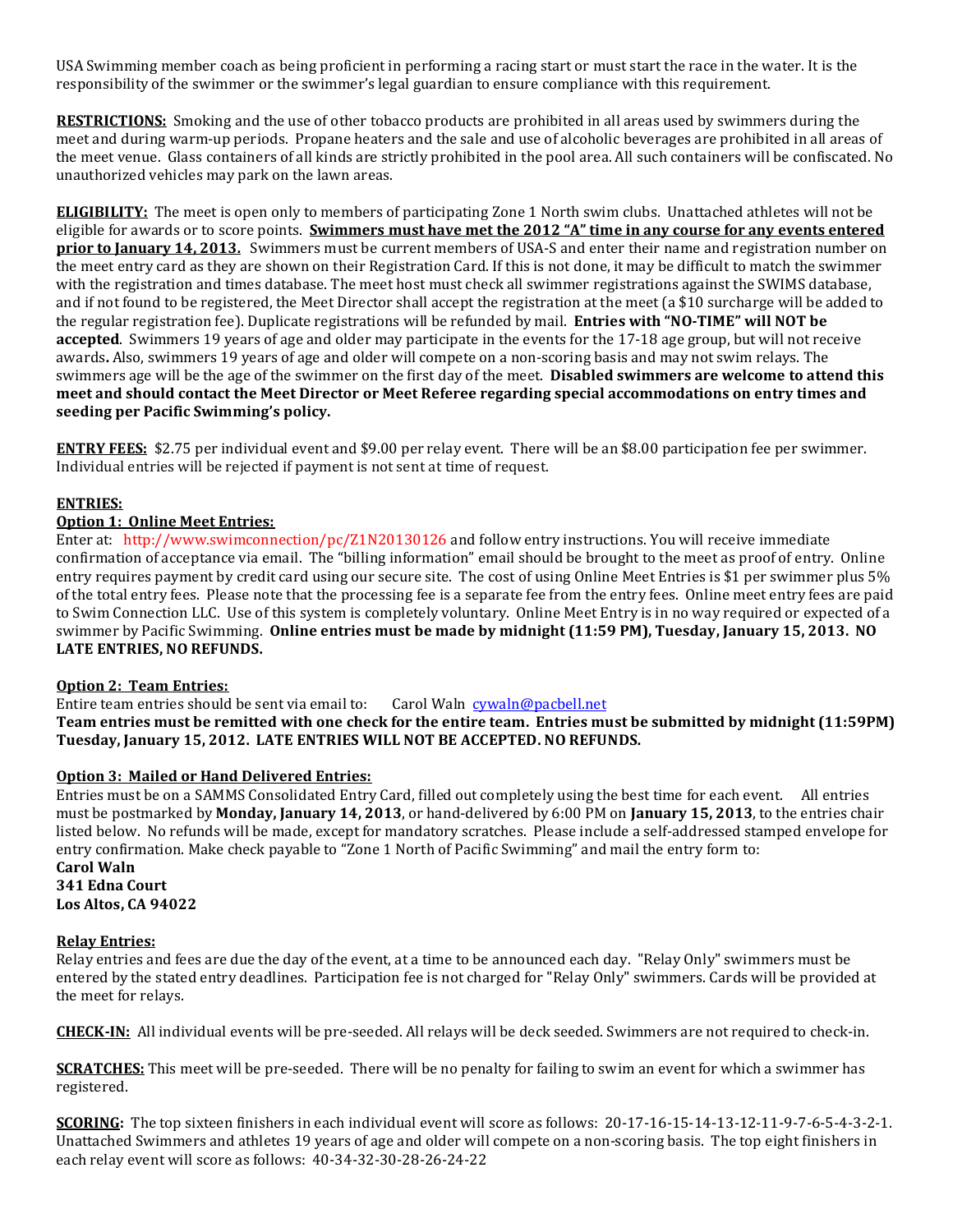USA Swimming member coach as being proficient in performing a racing start or must start the race in the water. It is the responsibility of the swimmer or the swimmer's legal guardian to ensure compliance with this requirement.

**RESTRICTIONS:** Smoking and the use of other tobacco products are prohibited in all areas used by swimmers during the meet and during warm-up periods. Propane heaters and the sale and use of alcoholic beverages are prohibited in all areas of the meet venue. Glass containers of all kinds are strictly prohibited in the pool area. All such containers will be confiscated. No unauthorized vehicles may park on the lawn areas.

**ELIGIBILITY:** The meet is open only to members of participating Zone 1 North swim clubs. Unattached athletes will not be eligible for awards or to score points. **Swimmers must have met the 2012 "A" time in any course for any events entered prior to January 14, 2013.** Swimmers must be current members of USA-S and enter their name and registration number on the meet entry card as they are shown on their Registration Card. If this is not done, it may be difficult to match the swimmer with the registration and times database. The meet host must check all swimmer registrations against the SWIMS database, and if not found to be registered, the Meet Director shall accept the registration at the meet (a $10 surcharge will be added to the regular registration fee). Duplicate registrations will be refunded by mail. **Entries with "NO-TIME" will NOT be accepted**. Swimmers 19 years of age and older may participate in the events for the 17-18 age group, but will not receive awards**.** Also, swimmers 19 years of age and older will compete on a non-scoring basis and may not swim relays. The swimmers age will be the age of the swimmer on the first day of the meet. **Disabled swimmers are welcome to attend this meet and should contact the Meet Director or Meet Referee regarding special accommodations on entry times and seeding per Pacific Swimming's policy.**

**ENTRY FEES:** $2.75 per individual event and $9.00 per relay event. There will be an $8.00 participation fee per swimmer. Individual entries will be rejected if payment is not sent at time of request.

**ENTRIES:**

**Option 1: Online Meet Entries:**

Enter at: http://www.swimconnection/pc/Z1N20130126 and follow entry instructions. You will receive immediate confirmation of acceptance via email. The "billing information" email should be brought to the meet as proof of entry. Online entry requires payment by credit card using our secure site. The cost of using Online Meet Entries is $1 per swimmer plus 5% of the total entry fees. Please note that the processing fee is a separate fee from the entry fees. Online meet entry fees are paid to Swim Connection LLC. Use of this system is completely voluntary. Online Meet Entry is in no way required or expected of a swimmer by Pacific Swimming. **Online entries must be made by midnight (11:59 PM), Tuesday, January 15, 2013. NO LATE ENTRIES, NO REFUNDS.**

**Option 2: Team Entries:**

Entire team entries should be sent via email to: Carol Waln cywaln@pacbell.net

**Team entries must be remitted with one check for the entire team. Entries must be submitted by midnight (11:59PM) Tuesday, January 15, 2012. LATE ENTRIES WILL NOT BE ACCEPTED. NO REFUNDS.**

**Option 3: Mailed or Hand Delivered Entries:**

Entries must be on a SAMMS Consolidated Entry Card, filled out completely using the best time for each event. All entries must be postmarked by **Monday, January 14, 2013**, or hand-delivered by 6:00 PM on **January 15, 2013**, to the entries chair listed below. No refunds will be made, except for mandatory scratches. Please include a self-addressed stamped envelope for entry confirmation. Make check payable to "Zone 1 North of Pacific Swimming" and mail the entry form to:

**Carol Waln**
**341 Edna Court**
**Los Altos, CA 94022**

**Relay Entries:**

Relay entries and fees are due the day of the event, at a time to be announced each day. "Relay Only" swimmers must be entered by the stated entry deadlines. Participation fee is not charged for "Relay Only" swimmers. Cards will be provided at the meet for relays.

**CHECK-IN:** All individual events will be pre-seeded. All relays will be deck seeded. Swimmers are not required to check-in.

**SCRATCHES:** This meet will be pre-seeded. There will be no penalty for failing to swim an event for which a swimmer has registered.

**SCORING:** The top sixteen finishers in each individual event will score as follows: 20-17-16-15-14-13-12-11-9-7-6-5-4-3-2-1. Unattached Swimmers and athletes 19 years of age and older will compete on a non-scoring basis. The top eight finishers in each relay event will score as follows: 40-34-32-30-28-26-24-22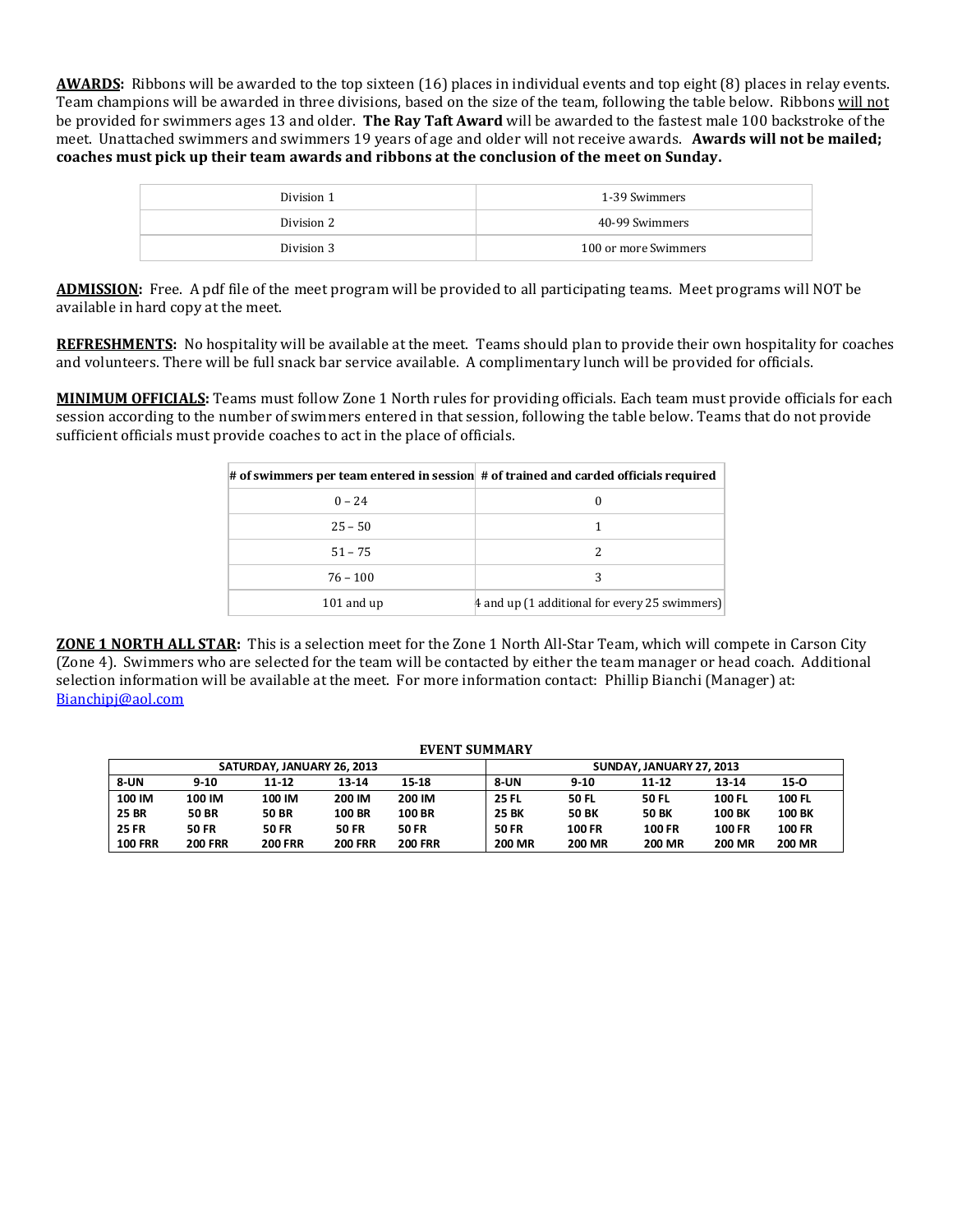**AWARDS:** Ribbons will be awarded to the top sixteen (16) places in individual events and top eight (8) places in relay events. Team champions will be awarded in three divisions, based on the size of the team, following the table below. Ribbons will not be provided for swimmers ages 13 and older. **The Ray Taft Award** will be awarded to the fastest male 100 backstroke of the meet. Unattached swimmers and swimmers 19 years of age and older will not receive awards. **Awards will not be mailed; coaches must pick up their team awards and ribbons at the conclusion of the meet on Sunday.**

| | |
|---|---|
| Division 1 | 1-39 Swimmers |
| Division 2 | 40-99 Swimmers |
| Division 3 | 100 or more Swimmers |

**ADMISSION:** Free. A pdf file of the meet program will be provided to all participating teams. Meet programs will NOT be available in hard copy at the meet.

**REFRESHMENTS:** No hospitality will be available at the meet. Teams should plan to provide their own hospitality for coaches and volunteers. There will be full snack bar service available. A complimentary lunch will be provided for officials.

**MINIMUM OFFICIALS:** Teams must follow Zone 1 North rules for providing officials. Each team must provide officials for each session according to the number of swimmers entered in that session, following the table below. Teams that do not provide sufficient officials must provide coaches to act in the place of officials.

| # of swimmers per team entered in session | # of trained and carded officials required |
|---|---|
| 0 – 24 | 0 |
| 25 – 50 | 1 |
| 51 – 75 | 2 |
| 76 – 100 | 3 |
| 101 and up | 4 and up (1 additional for every 25 swimmers) |

**ZONE 1 NORTH ALL STAR:** This is a selection meet for the Zone 1 North All-Star Team, which will compete in Carson City (Zone 4). Swimmers who are selected for the team will be contacted by either the team manager or head coach. Additional selection information will be available at the meet. For more information contact: Phillip Bianchi (Manager) at: Bianchipj@aol.com

**EVENT SUMMARY**

| SATURDAY, JANUARY 26, 2013 | | | | | SUNDAY, JANUARY 27, 2013 | | | | |
|---|---|---|---|---|---|---|---|---|---|
| **8-UN** | **9-10** | **11-12** | **13-14** | **15-18** | **8-UN** | **9-10** | **11-12** | **13-14** | **15-O** |
| **100 IM** | **100 IM** | **100 IM** | **200 IM** | **200 IM** | **25 FL** | **50 FL** | **50 FL** | **100 FL** | **100 FL** |
| **25 BR** | **50 BR** | **50 BR** | **100 BR** | **100 BR** | **25 BK** | **50 BK** | **50 BK** | **100 BK** | **100 BK** |
| **25 FR** | **50 FR** | **50 FR** | **50 FR** | **50 FR** | **50 FR** | **100 FR** | **100 FR** | **100 FR** | **100 FR** |
| **100 FRR** | **200 FRR** | **200 FRR** | **200 FRR** | **200 FRR** | **200 MR** | **200 MR** | **200 MR** | **200 MR** | **200 MR** |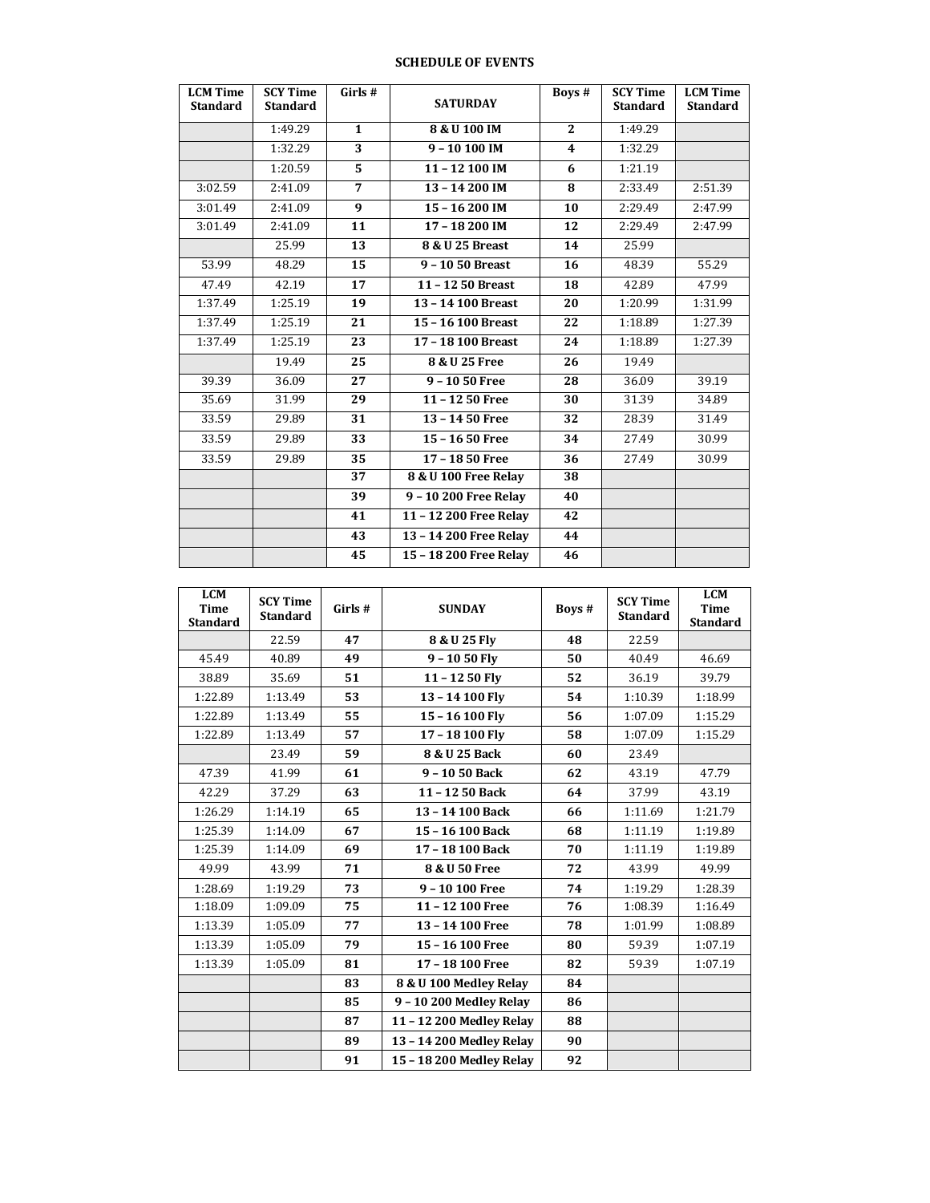**SCHEDULE OF EVENTS**

| LCM Time Standard | SCY Time Standard | Girls # | SATURDAY | Boys # | SCY Time Standard | LCM Time Standard |
|---|---|---|---|---|---|---|
| | 1:49.29 | 1 | 8 & U 100 IM | 2 | 1:49.29 | |
| | 1:32.29 | 3 | 9 – 10 100 IM | 4 | 1:32.29 | |
| | 1:20.59 | 5 | 11 – 12 100 IM | 6 | 1:21.19 | |
| 3:02.59 | 2:41.09 | 7 | 13 – 14 200 IM | 8 | 2:33.49 | 2:51.39 |
| 3:01.49 | 2:41.09 | 9 | 15 – 16 200 IM | 10 | 2:29.49 | 2:47.99 |
| 3:01.49 | 2:41.09 | 11 | 17 – 18 200 IM | 12 | 2:29.49 | 2:47.99 |
| | 25.99 | 13 | 8 & U 25 Breast | 14 | 25.99 | |
| 53.99 | 48.29 | 15 | 9 – 10 50 Breast | 16 | 48.39 | 55.29 |
| 47.49 | 42.19 | 17 | 11 – 12 50 Breast | 18 | 42.89 | 47.99 |
| 1:37.49 | 1:25.19 | 19 | 13 – 14 100 Breast | 20 | 1:20.99 | 1:31.99 |
| 1:37.49 | 1:25.19 | 21 | 15 – 16 100 Breast | 22 | 1:18.89 | 1:27.39 |
| 1:37.49 | 1:25.19 | 23 | 17 – 18 100 Breast | 24 | 1:18.89 | 1:27.39 |
| | 19.49 | 25 | 8 & U 25 Free | 26 | 19.49 | |
| 39.39 | 36.09 | 27 | 9 – 10 50 Free | 28 | 36.09 | 39.19 |
| 35.69 | 31.99 | 29 | 11 – 12 50 Free | 30 | 31.39 | 34.89 |
| 33.59 | 29.89 | 31 | 13 – 14 50 Free | 32 | 28.39 | 31.49 |
| 33.59 | 29.89 | 33 | 15 – 16 50 Free | 34 | 27.49 | 30.99 |
| 33.59 | 29.89 | 35 | 17 – 18 50 Free | 36 | 27.49 | 30.99 |
| | | 37 | 8 & U 100 Free Relay | 38 | | |
| | | 39 | 9 – 10 200 Free Relay | 40 | | |
| | | 41 | 11 – 12 200 Free Relay | 42 | | |
| | | 43 | 13 – 14 200 Free Relay | 44 | | |
| | | 45 | 15 – 18 200 Free Relay | 46 | | |

| LCM Time Standard | SCY Time Standard | Girls # | SUNDAY | Boys # | SCY Time Standard | LCM Time Standard |
|---|---|---|---|---|---|---|
| | 22.59 | 47 | 8 & U 25 Fly | 48 | 22.59 | |
| 45.49 | 40.89 | 49 | 9 – 10 50 Fly | 50 | 40.49 | 46.69 |
| 38.89 | 35.69 | 51 | 11 – 12 50 Fly | 52 | 36.19 | 39.79 |
| 1:22.89 | 1:13.49 | 53 | 13 – 14 100 Fly | 54 | 1:10.39 | 1:18.99 |
| 1:22.89 | 1:13.49 | 55 | 15 – 16 100 Fly | 56 | 1:07.09 | 1:15.29 |
| 1:22.89 | 1:13.49 | 57 | 17 – 18 100 Fly | 58 | 1:07.09 | 1:15.29 |
| | 23.49 | 59 | 8 & U 25 Back | 60 | 23.49 | |
| 47.39 | 41.99 | 61 | 9 – 10 50 Back | 62 | 43.19 | 47.79 |
| 42.29 | 37.29 | 63 | 11 – 12 50 Back | 64 | 37.99 | 43.19 |
| 1:26.29 | 1:14.19 | 65 | 13 – 14 100 Back | 66 | 1:11.69 | 1:21.79 |
| 1:25.39 | 1:14.09 | 67 | 15 – 16 100 Back | 68 | 1:11.19 | 1:19.89 |
| 1:25.39 | 1:14.09 | 69 | 17 – 18 100 Back | 70 | 1:11.19 | 1:19.89 |
| 49.99 | 43.99 | 71 | 8 & U 50 Free | 72 | 43.99 | 49.99 |
| 1:28.69 | 1:19.29 | 73 | 9 – 10 100 Free | 74 | 1:19.29 | 1:28.39 |
| 1:18.09 | 1:09.09 | 75 | 11 – 12 100 Free | 76 | 1:08.39 | 1:16.49 |
| 1:13.39 | 1:05.09 | 77 | 13 – 14 100 Free | 78 | 1:01.99 | 1:08.89 |
| 1:13.39 | 1:05.09 | 79 | 15 – 16 100 Free | 80 | 59.39 | 1:07.19 |
| 1:13.39 | 1:05.09 | 81 | 17 – 18 100 Free | 82 | 59.39 | 1:07.19 |
| | | 83 | 8 & U 100 Medley Relay | 84 | | |
| | | 85 | 9 – 10 200 Medley Relay | 86 | | |
| | | 87 | 11 – 12 200 Medley Relay | 88 | | |
| | | 89 | 13 – 14 200 Medley Relay | 90 | | |
| | | 91 | 15 – 18 200 Medley Relay | 92 | | |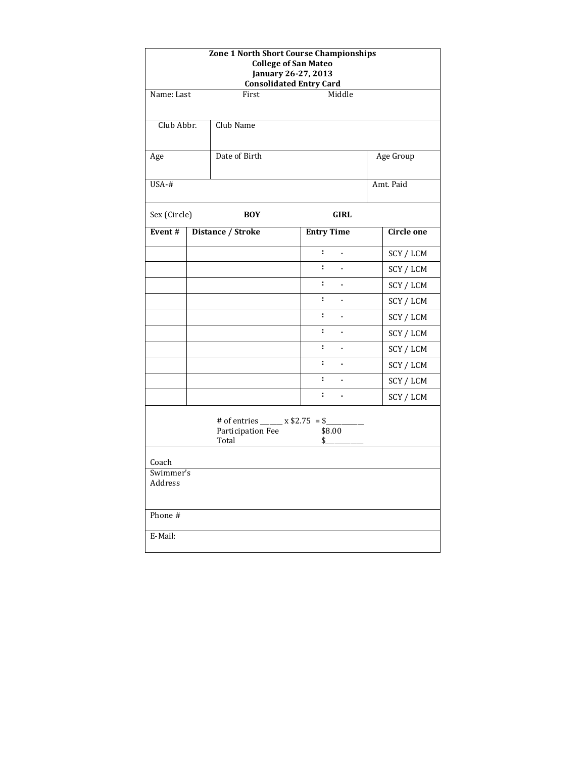**Zone 1 North Short Course Championships**
**College of San Mateo**
**January 26-27, 2013**
**Consolidated Entry Card**

| Name: Last | First | Middle |
|---|---|---|
| | | |

| Club Abbr. | Club Name |
|---|---|
| | |

| Age | Date of Birth | Age Group |
|---|---|---|
| | | |

| USA-# | Amt. Paid |
|---|---|
| | |

Sex (Circle) **BOY** **GIRL**

| **Event #** | **Distance / Stroke** | **Entry Time** | **Circle one** |
|---|---|---|---|
| | | : . | SCY / LCM |
| | | : . | SCY / LCM |
| | | : . | SCY / LCM |
| | | : . | SCY / LCM |
| | | : . | SCY / LCM |
| | | : . | SCY / LCM |
| | | : . | SCY / LCM |
| | | : . | SCY / LCM |
| | | : . | SCY / LCM |
| | | : . | SCY / LCM |

# of entries ______ x $2.75 = $__________
Participation Fee $8.00
Total $__________

Coach

Swimmer's Address

Phone #

E-Mail: